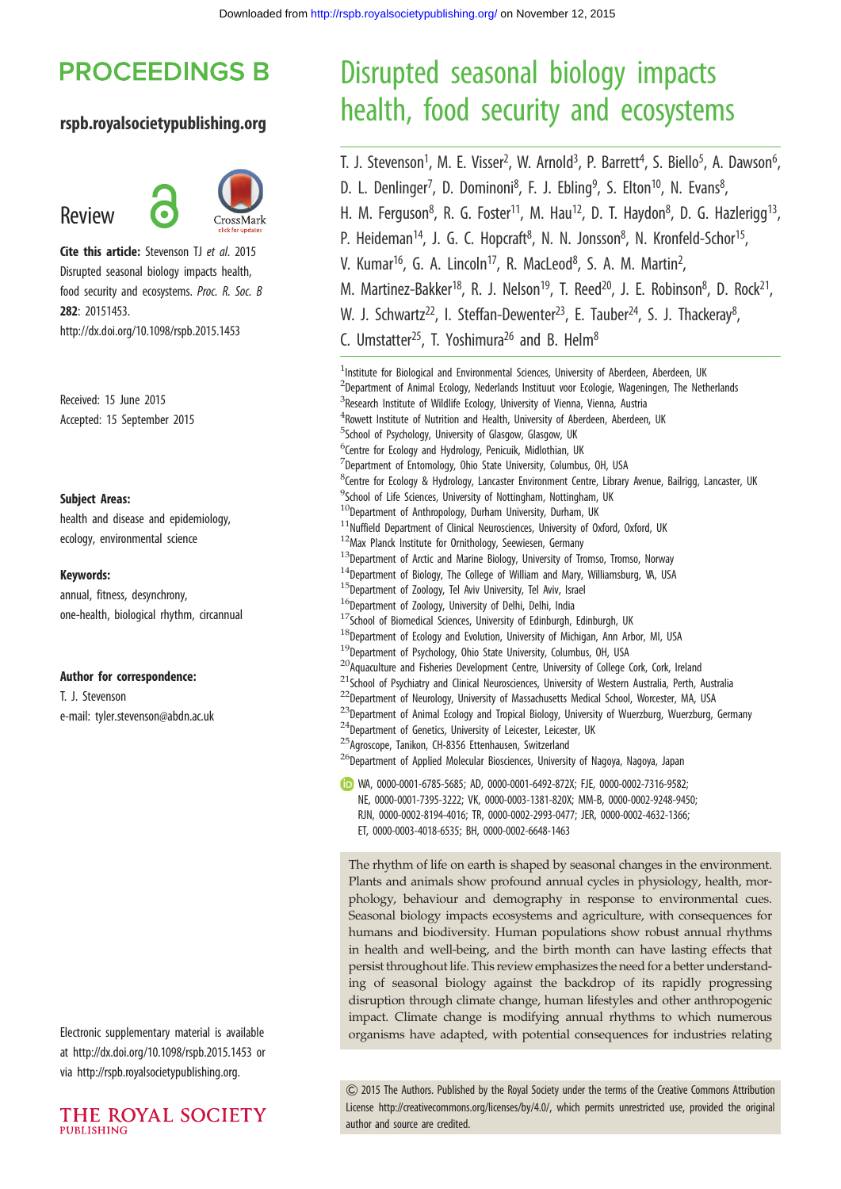# Disrupted seasonal biology impacts health, food security and ecosystems

T. J. Stevenson[1], M. E. Visser[2], W. Arnold[3], P. Barrett[4], S. Biello[5], A. Dawson[6], D. L. Denlinger[7], D. Dominoni[8], F. J. Ebling[9], S. Elton[10], N. Evans[8], H. M. Ferguson[8], R. G. Foster[11], M. Hau[12], D. T. Haydon[8], D. G. Hazlerigg[13], P. Heideman[14], J. G. C. Hopcraft[8], N. N. Jonsson[8], N. Kronfeld-Schor[15], V. Kumar[16], G. A. Lincoln[17], R. MacLeod[8], S. A. M. Martin[2], M. Martinez-Bakker[18], R. J. Nelson[19], T. Reed[20], J. E. Robinson[8], D. Rock[21], W. J. Schwartz[22], I. Steffan-Dewenter[23], E. Tauber[24], S. J. Thackeray[8], C. Umstatter[25], T. Yoshimura[26] and B. Helm[8]

[1]Institute for Biological and Environmental Sciences, University of Aberdeen, Aberdeen, UK
[2]Department of Animal Ecology, Nederlands Instituut voor Ecologie, Wageningen, The Netherlands
[3]Research Institute of Wildlife Ecology, University of Vienna, Vienna, Austria
[4]Rowett Institute of Nutrition and Health, University of Aberdeen, Aberdeen, UK
[5]School of Psychology, University of Glasgow, Glasgow, UK
[6]Centre for Ecology and Hydrology, Penicuik, Midlothian, UK
[7]Department of Entomology, Ohio State University, Columbus, OH, USA
[8]Centre for Ecology & Hydrology, Lancaster Environment Centre, Library Avenue, Bailrigg, Lancaster, UK
[9]School of Life Sciences, University of Nottingham, Nottingham, UK
[10]Department of Anthropology, Durham University, Durham, UK
[11]Nuffield Department of Clinical Neurosciences, University of Oxford, Oxford, UK
[12]Max Planck Institute for Ornithology, Seewiesen, Germany
[13]Department of Arctic and Marine Biology, University of Tromso, Tromso, Norway
[14]Department of Biology, The College of William and Mary, Williamsburg, VA, USA
[15]Department of Zoology, Tel Aviv University, Tel Aviv, Israel
[16]Department of Zoology, University of Delhi, Delhi, India
[17]School of Biomedical Sciences, University of Edinburgh, Edinburgh, UK
[18]Department of Ecology and Evolution, University of Michigan, Ann Arbor, MI, USA
[19]Department of Psychology, Ohio State University, Columbus, OH, USA
[20]Aquaculture and Fisheries Development Centre, University of College Cork, Cork, Ireland
[21]School of Psychiatry and Clinical Neurosciences, University of Western Australia, Perth, Australia
[22]Department of Neurology, University of Massachusetts Medical School, Worcester, MA, USA
[23]Department of Animal Ecology and Tropical Biology, University of Wuerzburg, Wuerzburg, Germany
[24]Department of Genetics, University of Leicester, Leicester, UK
[25]Agroscope, Tanikon, CH-8356 Ettenhausen, Switzerland
[26]Department of Applied Molecular Biosciences, University of Nagoya, Nagoya, Japan

WA, 0000-0001-6785-5685; AD, 0000-0001-6492-872X; FJE, 0000-0002-7316-9582; NE, 0000-0001-7395-3222; VK, 0000-0003-1381-820X; MM-B, 0000-0002-9248-9450; RJN, 0000-0002-8194-4016; TR, 0000-0002-2993-0477; JER, 0000-0002-4632-1366; ET, 0000-0003-4018-6535; BH, 0000-0002-6648-1463

**Review**

**Cite this article:** Stevenson TJ *et al.* 2015 Disrupted seasonal biology impacts health, food security and ecosystems. *Proc. R. Soc. B* **282**: 20151453. http://dx.doi.org/10.1098/rspb.2015.1453

Received: 15 June 2015
Accepted: 15 September 2015

**Subject Areas:**
health and disease and epidemiology, ecology, environmental science

**Keywords:**
annual, fitness, desynchrony, one-health, biological rhythm, circannual

**Author for correspondence:**
T. J. Stevenson
e-mail: tyler.stevenson@abdn.ac.uk

Electronic supplementary material is available at http://dx.doi.org/10.1098/rspb.2015.1453 or via http://rspb.royalsocietypublishing.org.

The rhythm of life on earth is shaped by seasonal changes in the environment. Plants and animals show profound annual cycles in physiology, health, morphology, behaviour and demography in response to environmental cues. Seasonal biology impacts ecosystems and agriculture, with consequences for humans and biodiversity. Human populations show robust annual rhythms in health and well-being, and the birth month can have lasting effects that persist throughout life. This review emphasizes the need for a better understanding of seasonal biology against the backdrop of its rapidly progressing disruption through climate change, human lifestyles and other anthropogenic impact. Climate change is modifying annual rhythms to which numerous organisms have adapted, with potential consequences for industries relating

© 2015 The Authors. Published by the Royal Society under the terms of the Creative Commons Attribution License http://creativecommons.org/licenses/by/4.0/, which permits unrestricted use, provided the original author and source are credited.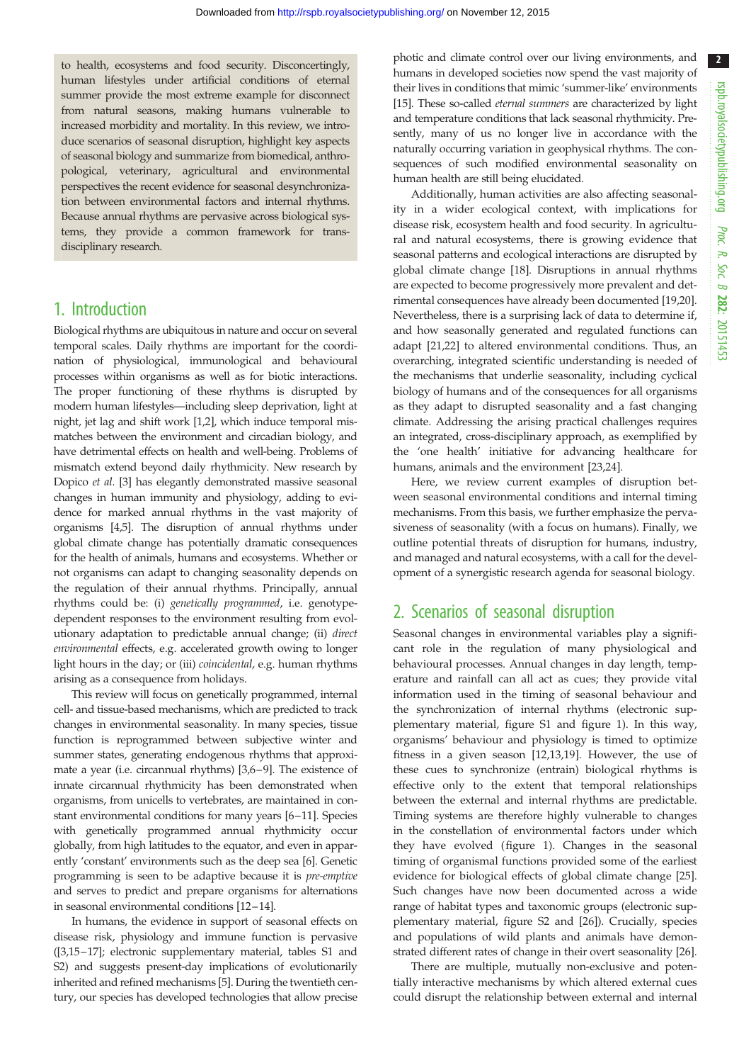to health, ecosystems and food security. Disconcertingly, human lifestyles under artificial conditions of eternal summer provide the most extreme example for disconnect from natural seasons, making humans vulnerable to increased morbidity and mortality. In this review, we introduce scenarios of seasonal disruption, highlight key aspects of seasonal biology and summarize from biomedical, anthropological, veterinary, agricultural and environmental perspectives the recent evidence for seasonal desynchronization between environmental factors and internal rhythms. Because annual rhythms are pervasive across biological systems, they provide a common framework for trans-disciplinary research.

## 1. Introduction

Biological rhythms are ubiquitous in nature and occur on several temporal scales. Daily rhythms are important for the coordination of physiological, immunological and behavioural processes within organisms as well as for biotic interactions. The proper functioning of these rhythms is disrupted by modern human lifestyles—including sleep deprivation, light at night, jet lag and shift work [1,2], which induce temporal mismatches between the environment and circadian biology, and have detrimental effects on health and well-being. Problems of mismatch extend beyond daily rhythmicity. New research by Dopico *et al.* [3] has elegantly demonstrated massive seasonal changes in human immunity and physiology, adding to evidence for marked annual rhythms in the vast majority of organisms [4,5]. The disruption of annual rhythms under global climate change has potentially dramatic consequences for the health of animals, humans and ecosystems. Whether or not organisms can adapt to changing seasonality depends on the regulation of their annual rhythms. Principally, annual rhythms could be: (i) *genetically programmed*, i.e. genotype-dependent responses to the environment resulting from evolutionary adaptation to predictable annual change; (ii) *direct environmental* effects, e.g. accelerated growth owing to longer light hours in the day; or (iii) *coincidental*, e.g. human rhythms arising as a consequence from holidays.

This review will focus on genetically programmed, internal cell- and tissue-based mechanisms, which are predicted to track changes in environmental seasonality. In many species, tissue function is reprogrammed between subjective winter and summer states, generating endogenous rhythms that approximate a year (i.e. circannual rhythms) [3,6–9]. The existence of innate circannual rhythmicity has been demonstrated when organisms, from unicells to vertebrates, are maintained in constant environmental conditions for many years [6–11]. Species with genetically programmed annual rhythmicity occur globally, from high latitudes to the equator, and even in apparently 'constant' environments such as the deep sea [6]. Genetic programming is seen to be adaptive because it is *pre-emptive* and serves to predict and prepare organisms for alternations in seasonal environmental conditions [12–14].

In humans, the evidence in support of seasonal effects on disease risk, physiology and immune function is pervasive ([3,15–17]; electronic supplementary material, tables S1 and S2) and suggests present-day implications of evolutionarily inherited and refined mechanisms [5]. During the twentieth century, our species has developed technologies that allow precise photic and climate control over our living environments, and humans in developed societies now spend the vast majority of their lives in conditions that mimic 'summer-like' environments [15]. These so-called *eternal summers* are characterized by light and temperature conditions that lack seasonal rhythmicity. Presently, many of us no longer live in accordance with the naturally occurring variation in geophysical rhythms. The consequences of such modified environmental seasonality on human health are still being elucidated.

Additionally, human activities are also affecting seasonality in a wider ecological context, with implications for disease risk, ecosystem health and food security. In agricultural and natural ecosystems, there is growing evidence that seasonal patterns and ecological interactions are disrupted by global climate change [18]. Disruptions in annual rhythms are expected to become progressively more prevalent and detrimental consequences have already been documented [19,20]. Nevertheless, there is a surprising lack of data to determine if, and how seasonally generated and regulated functions can adapt [21,22] to altered environmental conditions. Thus, an overarching, integrated scientific understanding is needed of the mechanisms that underlie seasonality, including cyclical biology of humans and of the consequences for all organisms as they adapt to disrupted seasonality and a fast changing climate. Addressing the arising practical challenges requires an integrated, cross-disciplinary approach, as exemplified by the 'one health' initiative for advancing healthcare for humans, animals and the environment [23,24].

Here, we review current examples of disruption between seasonal environmental conditions and internal timing mechanisms. From this basis, we further emphasize the pervasiveness of seasonality (with a focus on humans). Finally, we outline potential threats of disruption for humans, industry, and managed and natural ecosystems, with a call for the development of a synergistic research agenda for seasonal biology.

## 2. Scenarios of seasonal disruption

Seasonal changes in environmental variables play a significant role in the regulation of many physiological and behavioural processes. Annual changes in day length, temperature and rainfall can all act as cues; they provide vital information used in the timing of seasonal behaviour and the synchronization of internal rhythms (electronic supplementary material, figure S1 and figure 1). In this way, organisms' behaviour and physiology is timed to optimize fitness in a given season [12,13,19]. However, the use of these cues to synchronize (entrain) biological rhythms is effective only to the extent that temporal relationships between the external and internal rhythms are predictable. Timing systems are therefore highly vulnerable to changes in the constellation of environmental factors under which they have evolved (figure 1). Changes in the seasonal timing of organismal functions provided some of the earliest evidence for biological effects of global climate change [25]. Such changes have now been documented across a wide range of habitat types and taxonomic groups (electronic supplementary material, figure S2 and [26]). Crucially, species and populations of wild plants and animals have demonstrated different rates of change in their overt seasonality [26].

There are multiple, mutually non-exclusive and potentially interactive mechanisms by which altered external cues could disrupt the relationship between external and internal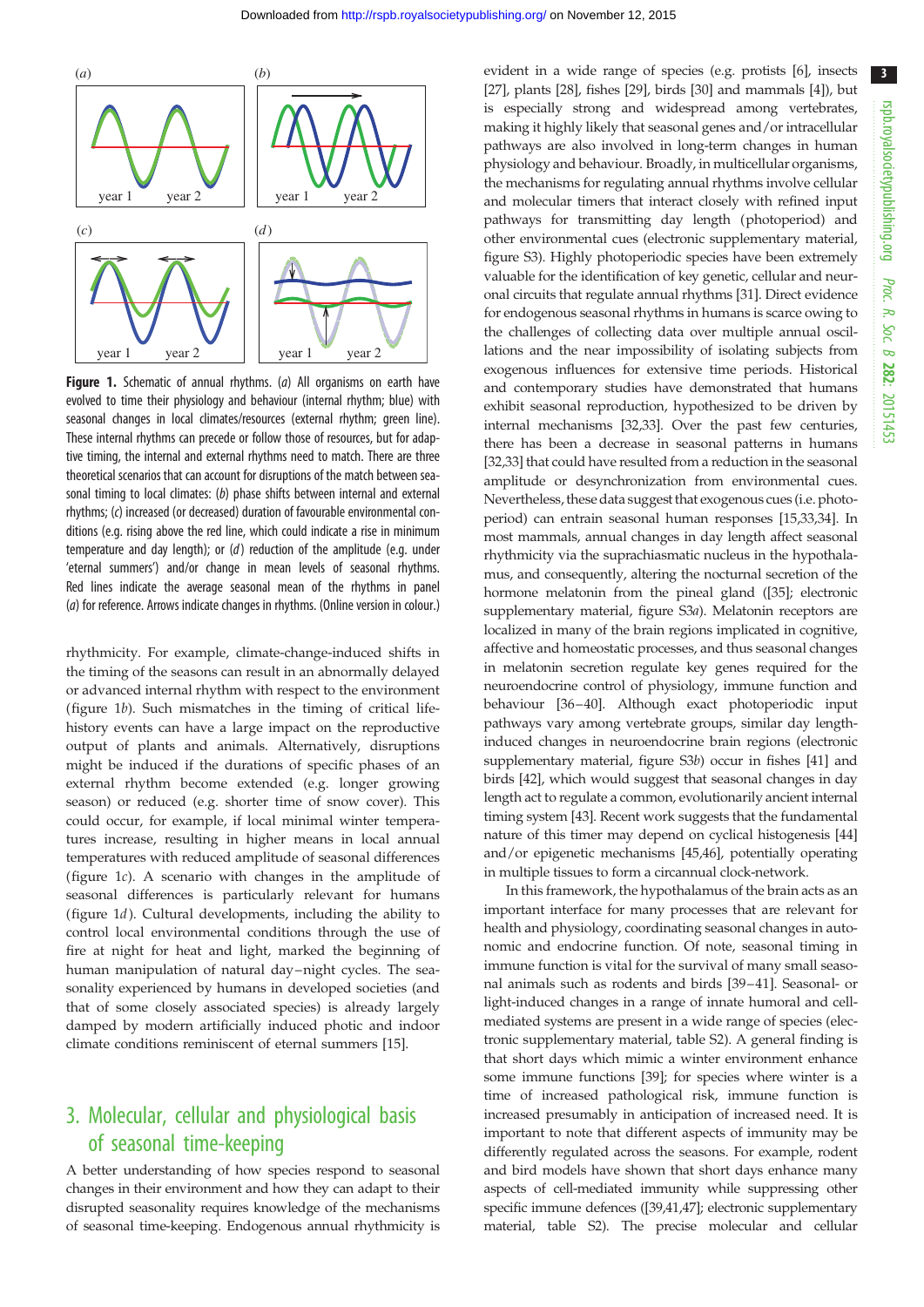**Figure 1.** Schematic of annual rhythms. (*a*) All organisms on earth have evolved to time their physiology and behaviour (internal rhythm; blue) with seasonal changes in local climates/resources (external rhythm; green line). These internal rhythms can precede or follow those of resources, but for adaptive timing, the internal and external rhythms need to match. There are three theoretical scenarios that can account for disruptions of the match between seasonal timing to local climates: (*b*) phase shifts between internal and external rhythms; (*c*) increased (or decreased) duration of favourable environmental conditions (e.g. rising above the red line, which could indicate a rise in minimum temperature and day length); or (*d*) reduction of the amplitude (e.g. under 'eternal summers') and/or change in mean levels of seasonal rhythms. Red lines indicate the average seasonal mean of the rhythms in panel (*a*) for reference. Arrows indicate changes in rhythms. (Online version in colour.)

rhythmicity. For example, climate-change-induced shifts in the timing of the seasons can result in an abnormally delayed or advanced internal rhythm with respect to the environment (figure 1*b*). Such mismatches in the timing of critical life-history events can have a large impact on the reproductive output of plants and animals. Alternatively, disruptions might be induced if the durations of specific phases of an external rhythm become extended (e.g. longer growing season) or reduced (e.g. shorter time of snow cover). This could occur, for example, if local minimal winter temperatures increase, resulting in higher means in local annual temperatures with reduced amplitude of seasonal differences (figure 1*c*). A scenario with changes in the amplitude of seasonal differences is particularly relevant for humans (figure 1*d*). Cultural developments, including the ability to control local environmental conditions through the use of fire at night for heat and light, marked the beginning of human manipulation of natural day–night cycles. The seasonality experienced by humans in developed societies (and that of some closely associated species) is already largely damped by modern artificially induced photic and indoor climate conditions reminiscent of eternal summers [15].

## 3. Molecular, cellular and physiological basis of seasonal time-keeping

A better understanding of how species respond to seasonal changes in their environment and how they can adapt to their disrupted seasonality requires knowledge of the mechanisms of seasonal time-keeping. Endogenous annual rhythmicity is evident in a wide range of species (e.g. protists [6], insects [27], plants [28], fishes [29], birds [30] and mammals [4]), but is especially strong and widespread among vertebrates, making it highly likely that seasonal genes and/or intracellular pathways are also involved in long-term changes in human physiology and behaviour. Broadly, in multicellular organisms, the mechanisms for regulating annual rhythms involve cellular and molecular timers that interact closely with refined input pathways for transmitting day length (photoperiod) and other environmental cues (electronic supplementary material, figure S3). Highly photoperiodic species have been extremely valuable for the identification of key genetic, cellular and neuronal circuits that regulate annual rhythms [31]. Direct evidence for endogenous seasonal rhythms in humans is scarce owing to the challenges of collecting data over multiple annual oscillations and the near impossibility of isolating subjects from exogenous influences for extensive time periods. Historical and contemporary studies have demonstrated that humans exhibit seasonal reproduction, hypothesized to be driven by internal mechanisms [32,33]. Over the past few centuries, there has been a decrease in seasonal patterns in humans [32,33] that could have resulted from a reduction in the seasonal amplitude or desynchronization from environmental cues. Nevertheless, these data suggest that exogenous cues (i.e. photoperiod) can entrain seasonal human responses [15,33,34]. In most mammals, annual changes in day length affect seasonal rhythmicity via the suprachiasmatic nucleus in the hypothalamus, and consequently, altering the nocturnal secretion of the hormone melatonin from the pineal gland ([35]; electronic supplementary material, figure S3*a*). Melatonin receptors are localized in many of the brain regions implicated in cognitive, affective and homeostatic processes, and thus seasonal changes in melatonin secretion regulate key genes required for the neuroendocrine control of physiology, immune function and behaviour [36–40]. Although exact photoperiodic input pathways vary among vertebrate groups, similar day length-induced changes in neuroendocrine brain regions (electronic supplementary material, figure S3*b*) occur in fishes [41] and birds [42], which would suggest that seasonal changes in day length act to regulate a common, evolutionarily ancient internal timing system [43]. Recent work suggests that the fundamental nature of this timer may depend on cyclical histogenesis [44] and/or epigenetic mechanisms [45,46], potentially operating in multiple tissues to form a circannual clock-network.

In this framework, the hypothalamus of the brain acts as an important interface for many processes that are relevant for health and physiology, coordinating seasonal changes in autonomic and endocrine function. Of note, seasonal timing in immune function is vital for the survival of many small seasonal animals such as rodents and birds [39–41]. Seasonal- or light-induced changes in a range of innate humoral and cell-mediated systems are present in a wide range of species (electronic supplementary material, table S2). A general finding is that short days which mimic a winter environment enhance some immune functions [39]; for species where winter is a time of increased pathological risk, immune function is increased presumably in anticipation of increased need. It is important to note that different aspects of immunity may be differently regulated across the seasons. For example, rodent and bird models have shown that short days enhance many aspects of cell-mediated immunity while suppressing other specific immune defences ([39,41,47]; electronic supplementary material, table S2). The precise molecular and cellular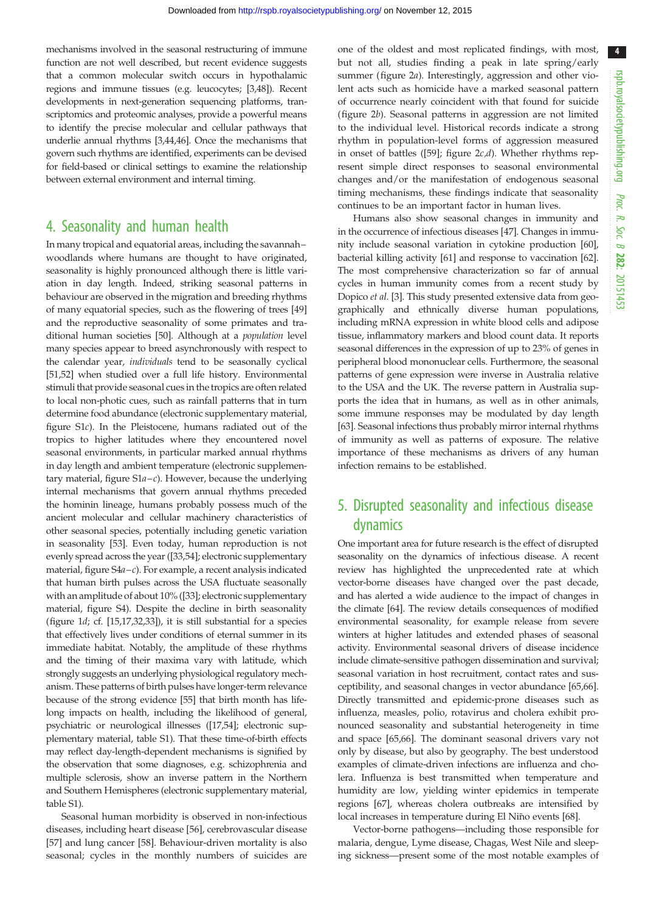mechanisms involved in the seasonal restructuring of immune function are not well described, but recent evidence suggests that a common molecular switch occurs in hypothalamic regions and immune tissues (e.g. leucocytes; [3,48]). Recent developments in next-generation sequencing platforms, transcriptomics and proteomic analyses, provide a powerful means to identify the precise molecular and cellular pathways that underlie annual rhythms [3,44,46]. Once the mechanisms that govern such rhythms are identified, experiments can be devised for field-based or clinical settings to examine the relationship between external environment and internal timing.

## 4. Seasonality and human health

In many tropical and equatorial areas, including the savannah–woodlands where humans are thought to have originated, seasonality is highly pronounced although there is little variation in day length. Indeed, striking seasonal patterns in behaviour are observed in the migration and breeding rhythms of many equatorial species, such as the flowering of trees [49] and the reproductive seasonality of some primates and traditional human societies [50]. Although at a *population* level many species appear to breed asynchronously with respect to the calendar year, *individuals* tend to be seasonally cyclical [51,52] when studied over a full life history. Environmental stimuli that provide seasonal cues in the tropics are often related to local non-photic cues, such as rainfall patterns that in turn determine food abundance (electronic supplementary material, figure S1*c*). In the Pleistocene, humans radiated out of the tropics to higher latitudes where they encountered novel seasonal environments, in particular marked annual rhythms in day length and ambient temperature (electronic supplementary material, figure S1*a*–*c*). However, because the underlying internal mechanisms that govern annual rhythms preceded the hominin lineage, humans probably possess much of the ancient molecular and cellular machinery characteristics of other seasonal species, potentially including genetic variation in seasonality [53]. Even today, human reproduction is not evenly spread across the year ([33,54]; electronic supplementary material, figure S4*a*–*c*). For example, a recent analysis indicated that human birth pulses across the USA fluctuate seasonally with an amplitude of about 10% ([33]; electronic supplementary material, figure S4). Despite the decline in birth seasonality (figure 1*d*; cf. [15,17,32,33]), it is still substantial for a species that effectively lives under conditions of eternal summer in its immediate habitat. Notably, the amplitude of these rhythms and the timing of their maxima vary with latitude, which strongly suggests an underlying physiological regulatory mechanism. These patterns of birth pulses have longer-term relevance because of the strong evidence [55] that birth month has lifelong impacts on health, including the likelihood of general, psychiatric or neurological illnesses ([17,54]; electronic supplementary material, table S1). That these time-of-birth effects may reflect day-length-dependent mechanisms is signified by the observation that some diagnoses, e.g. schizophrenia and multiple sclerosis, show an inverse pattern in the Northern and Southern Hemispheres (electronic supplementary material, table S1).

Seasonal human morbidity is observed in non-infectious diseases, including heart disease [56], cerebrovascular disease [57] and lung cancer [58]. Behaviour-driven mortality is also seasonal; cycles in the monthly numbers of suicides are one of the oldest and most replicated findings, with most, but not all, studies finding a peak in late spring/early summer (figure 2*a*). Interestingly, aggression and other violent acts such as homicide have a marked seasonal pattern of occurrence nearly coincident with that found for suicide (figure 2*b*). Seasonal patterns in aggression are not limited to the individual level. Historical records indicate a strong rhythm in population-level forms of aggression measured in onset of battles ([59]; figure 2*c*,*d*). Whether rhythms represent simple direct responses to seasonal environmental changes and/or the manifestation of endogenous seasonal timing mechanisms, these findings indicate that seasonality continues to be an important factor in human lives.

Humans also show seasonal changes in immunity and in the occurrence of infectious diseases [47]. Changes in immunity include seasonal variation in cytokine production [60], bacterial killing activity [61] and response to vaccination [62]. The most comprehensive characterization so far of annual cycles in human immunity comes from a recent study by Dopico *et al.* [3]. This study presented extensive data from geographically and ethnically diverse human populations, including mRNA expression in white blood cells and adipose tissue, inflammatory markers and blood count data. It reports seasonal differences in the expression of up to 23% of genes in peripheral blood mononuclear cells. Furthermore, the seasonal patterns of gene expression were inverse in Australia relative to the USA and the UK. The reverse pattern in Australia supports the idea that in humans, as well as in other animals, some immune responses may be modulated by day length [63]. Seasonal infections thus probably mirror internal rhythms of immunity as well as patterns of exposure. The relative importance of these mechanisms as drivers of any human infection remains to be established.

## 5. Disrupted seasonality and infectious disease dynamics

One important area for future research is the effect of disrupted seasonality on the dynamics of infectious disease. A recent review has highlighted the unprecedented rate at which vector-borne diseases have changed over the past decade, and has alerted a wide audience to the impact of changes in the climate [64]. The review details consequences of modified environmental seasonality, for example release from severe winters at higher latitudes and extended phases of seasonal activity. Environmental seasonal drivers of disease incidence include climate-sensitive pathogen dissemination and survival; seasonal variation in host recruitment, contact rates and susceptibility, and seasonal changes in vector abundance [65,66]. Directly transmitted and epidemic-prone diseases such as influenza, measles, polio, rotavirus and cholera exhibit pronounced seasonality and substantial heterogeneity in time and space [65,66]. The dominant seasonal drivers vary not only by disease, but also by geography. The best understood examples of climate-driven infections are influenza and cholera. Influenza is best transmitted when temperature and humidity are low, yielding winter epidemics in temperate regions [67], whereas cholera outbreaks are intensified by local increases in temperature during El Niño events [68].

Vector-borne pathogens—including those responsible for malaria, dengue, Lyme disease, Chagas, West Nile and sleeping sickness—present some of the most notable examples of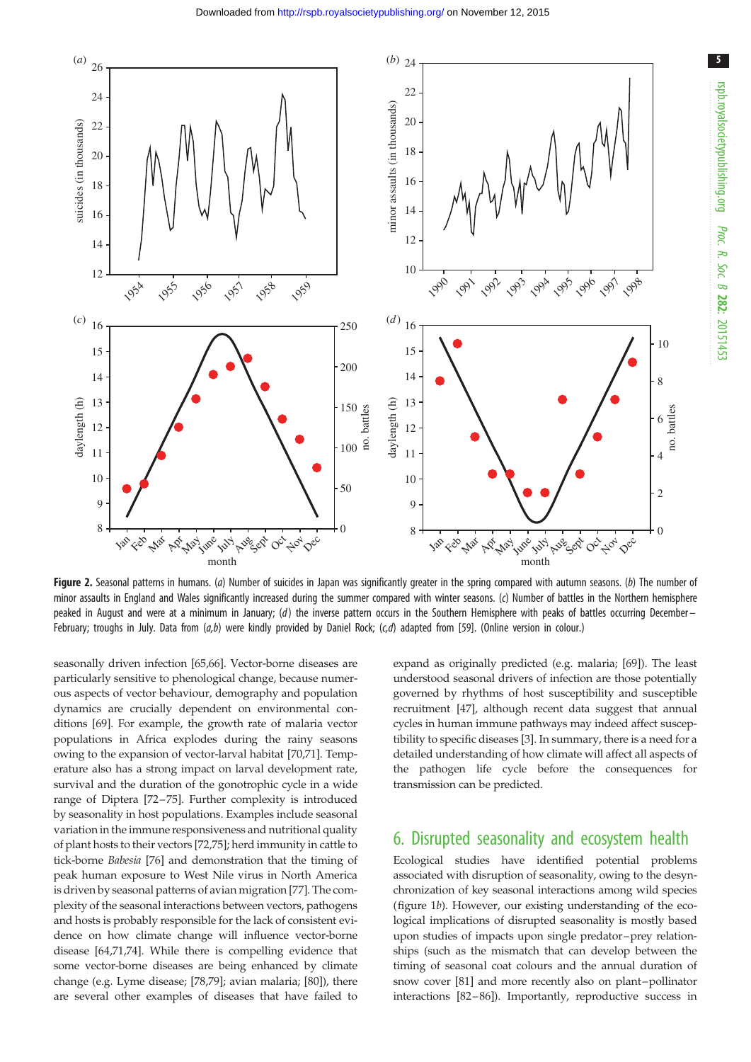**Figure 2.** Seasonal patterns in humans. (*a*) Number of suicides in Japan was significantly greater in the spring compared with autumn seasons. (*b*) The number of minor assaults in England and Wales significantly increased during the summer compared with winter seasons. (*c*) Number of battles in the Northern hemisphere peaked in August and were at a minimum in January; (*d*) the inverse pattern occurs in the Southern Hemisphere with peaks of battles occurring December–February; troughs in July. Data from (*a*,*b*) were kindly provided by Daniel Rock; (*c*,*d*) adapted from [59]. (Online version in colour.)

seasonally driven infection [65,66]. Vector-borne diseases are particularly sensitive to phenological change, because numerous aspects of vector behaviour, demography and population dynamics are crucially dependent on environmental conditions [69]. For example, the growth rate of malaria vector populations in Africa explodes during the rainy seasons owing to the expansion of vector-larval habitat [70,71]. Temperature also has a strong impact on larval development rate, survival and the duration of the gonotrophic cycle in a wide range of Diptera [72–75]. Further complexity is introduced by seasonality in host populations. Examples include seasonal variation in the immune responsiveness and nutritional quality of plant hosts to their vectors [72,75]; herd immunity in cattle to tick-borne *Babesia* [76] and demonstration that the timing of peak human exposure to West Nile virus in North America is driven by seasonal patterns of avian migration [77]. The complexity of the seasonal interactions between vectors, pathogens and hosts is probably responsible for the lack of consistent evidence on how climate change will influence vector-borne disease [64,71,74]. While there is compelling evidence that some vector-borne diseases are being enhanced by climate change (e.g. Lyme disease; [78,79]; avian malaria; [80]), there are several other examples of diseases that have failed to expand as originally predicted (e.g. malaria; [69]). The least understood seasonal drivers of infection are those potentially governed by rhythms of host susceptibility and susceptible recruitment [47], although recent data suggest that annual cycles in human immune pathways may indeed affect susceptibility to specific diseases [3]. In summary, there is a need for a detailed understanding of how climate will affect all aspects of the pathogen life cycle before the consequences for transmission can be predicted.

## 6. Disrupted seasonality and ecosystem health

Ecological studies have identified potential problems associated with disruption of seasonality, owing to the desynchronization of key seasonal interactions among wild species (figure 1*b*). However, our existing understanding of the ecological implications of disrupted seasonality is mostly based upon studies of impacts upon single predator–prey relationships (such as the mismatch that can develop between the timing of seasonal coat colours and the annual duration of snow cover [81] and more recently also on plant–pollinator interactions [82–86]). Importantly, reproductive success in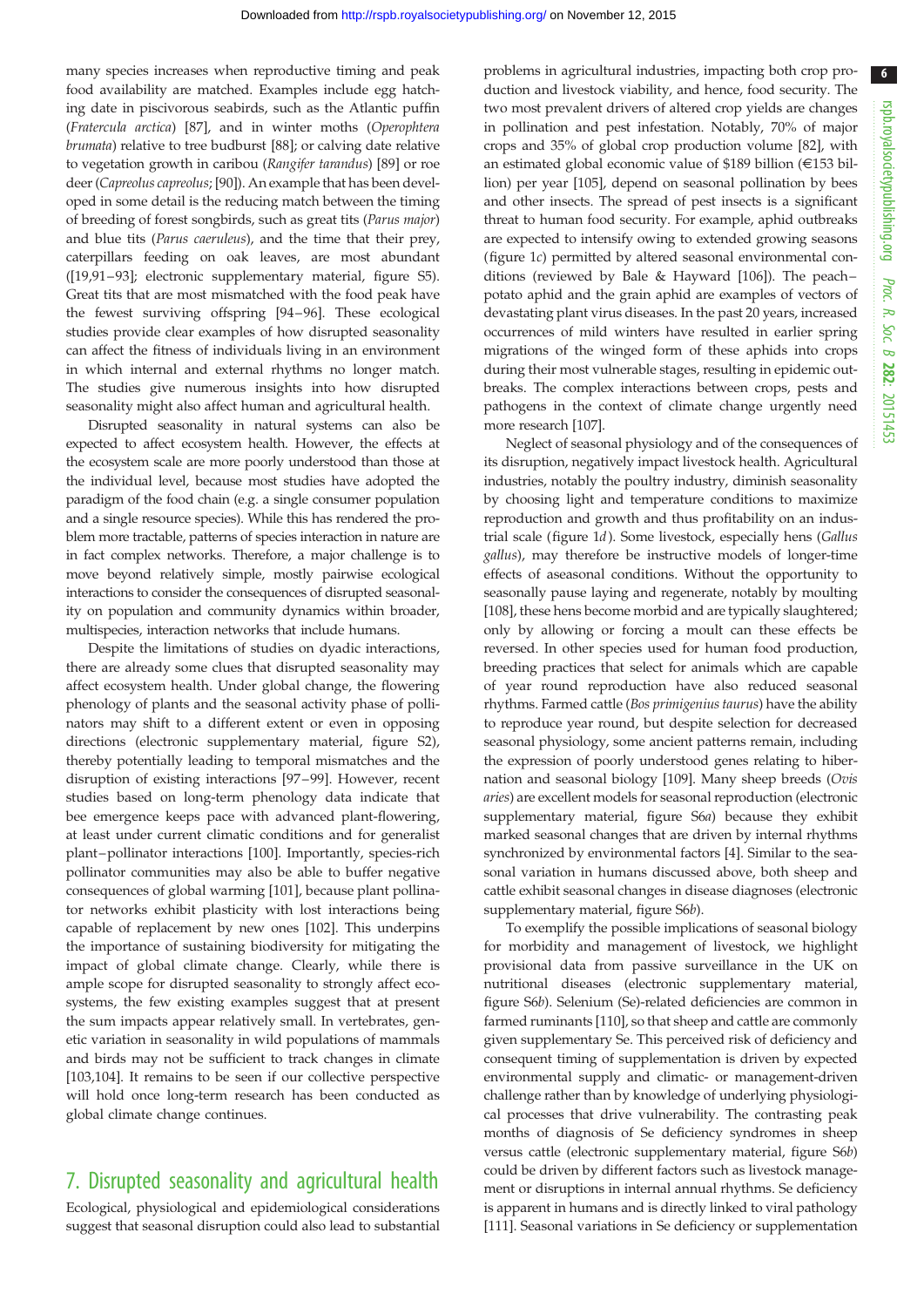many species increases when reproductive timing and peak food availability are matched. Examples include egg hatching date in piscivorous seabirds, such as the Atlantic puffin (*Fratercula arctica*) [87], and in winter moths (*Operophtera brumata*) relative to tree budburst [88]; or calving date relative to vegetation growth in caribou (*Rangifer tarandus*) [89] or roe deer (*Capreolus capreolus*; [90]). An example that has been developed in some detail is the reducing match between the timing of breeding of forest songbirds, such as great tits (*Parus major*) and blue tits (*Parus caeruleus*), and the time that their prey, caterpillars feeding on oak leaves, are most abundant ([19,91–93]; electronic supplementary material, figure S5). Great tits that are most mismatched with the food peak have the fewest surviving offspring [94–96]. These ecological studies provide clear examples of how disrupted seasonality can affect the fitness of individuals living in an environment in which internal and external rhythms no longer match. The studies give numerous insights into how disrupted seasonality might also affect human and agricultural health.

Disrupted seasonality in natural systems can also be expected to affect ecosystem health. However, the effects at the ecosystem scale are more poorly understood than those at the individual level, because most studies have adopted the paradigm of the food chain (e.g. a single consumer population and a single resource species). While this has rendered the problem more tractable, patterns of species interaction in nature are in fact complex networks. Therefore, a major challenge is to move beyond relatively simple, mostly pairwise ecological interactions to consider the consequences of disrupted seasonality on population and community dynamics within broader, multispecies, interaction networks that include humans.

Despite the limitations of studies on dyadic interactions, there are already some clues that disrupted seasonality may affect ecosystem health. Under global change, the flowering phenology of plants and the seasonal activity phase of pollinators may shift to a different extent or even in opposing directions (electronic supplementary material, figure S2), thereby potentially leading to temporal mismatches and the disruption of existing interactions [97–99]. However, recent studies based on long-term phenology data indicate that bee emergence keeps pace with advanced plant-flowering, at least under current climatic conditions and for generalist plant–pollinator interactions [100]. Importantly, species-rich pollinator communities may also be able to buffer negative consequences of global warming [101], because plant pollinator networks exhibit plasticity with lost interactions being capable of replacement by new ones [102]. This underpins the importance of sustaining biodiversity for mitigating the impact of global climate change. Clearly, while there is ample scope for disrupted seasonality to strongly affect ecosystems, the few existing examples suggest that at present the sum impacts appear relatively small. In vertebrates, genetic variation in seasonality in wild populations of mammals and birds may not be sufficient to track changes in climate [103,104]. It remains to be seen if our collective perspective will hold once long-term research has been conducted as global climate change continues.

## 7. Disrupted seasonality and agricultural health

Ecological, physiological and epidemiological considerations suggest that seasonal disruption could also lead to substantial problems in agricultural industries, impacting both crop production and livestock viability, and hence, food security. The two most prevalent drivers of altered crop yields are changes in pollination and pest infestation. Notably, 70% of major crops and 35% of global crop production volume [82], with an estimated global economic value of $189 billion (€153 billion) per year [105], depend on seasonal pollination by bees and other insects. The spread of pest insects is a significant threat to human food security. For example, aphid outbreaks are expected to intensify owing to extended growing seasons (figure 1*c*) permitted by altered seasonal environmental conditions (reviewed by Bale & Hayward [106]). The peach–potato aphid and the grain aphid are examples of vectors of devastating plant virus diseases. In the past 20 years, increased occurrences of mild winters have resulted in earlier spring migrations of the winged form of these aphids into crops during their most vulnerable stages, resulting in epidemic outbreaks. The complex interactions between crops, pests and pathogens in the context of climate change urgently need more research [107].

Neglect of seasonal physiology and of the consequences of its disruption, negatively impact livestock health. Agricultural industries, notably the poultry industry, diminish seasonality by choosing light and temperature conditions to maximize reproduction and growth and thus profitability on an industrial scale (figure 1*d*). Some livestock, especially hens (*Gallus gallus*), may therefore be instructive models of longer-time effects of aseasonal conditions. Without the opportunity to seasonally pause laying and regenerate, notably by moulting [108], these hens become morbid and are typically slaughtered; only by allowing or forcing a moult can these effects be reversed. In other species used for human food production, breeding practices that select for animals which are capable of year round reproduction have also reduced seasonal rhythms. Farmed cattle (*Bos primigenius taurus*) have the ability to reproduce year round, but despite selection for decreased seasonal physiology, some ancient patterns remain, including the expression of poorly understood genes relating to hibernation and seasonal biology [109]. Many sheep breeds (*Ovis aries*) are excellent models for seasonal reproduction (electronic supplementary material, figure S6*a*) because they exhibit marked seasonal changes that are driven by internal rhythms synchronized by environmental factors [4]. Similar to the seasonal variation in humans discussed above, both sheep and cattle exhibit seasonal changes in disease diagnoses (electronic supplementary material, figure S6*b*).

To exemplify the possible implications of seasonal biology for morbidity and management of livestock, we highlight provisional data from passive surveillance in the UK on nutritional diseases (electronic supplementary material, figure S6*b*). Selenium (Se)-related deficiencies are common in farmed ruminants [110], so that sheep and cattle are commonly given supplementary Se. This perceived risk of deficiency and consequent timing of supplementation is driven by expected environmental supply and climatic- or management-driven challenge rather than by knowledge of underlying physiological processes that drive vulnerability. The contrasting peak months of diagnosis of Se deficiency syndromes in sheep versus cattle (electronic supplementary material, figure S6*b*) could be driven by different factors such as livestock management or disruptions in internal annual rhythms. Se deficiency is apparent in humans and is directly linked to viral pathology [111]. Seasonal variations in Se deficiency or supplementation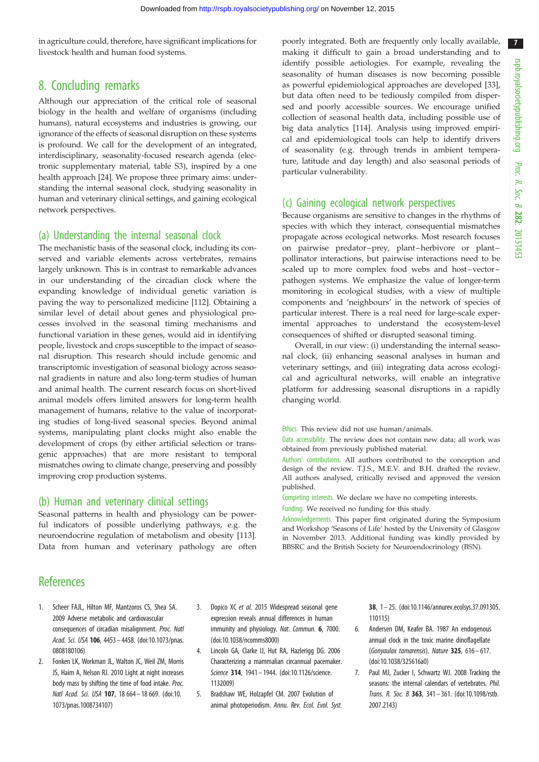in agriculture could, therefore, have significant implications for livestock health and human food systems.

## 8. Concluding remarks

Although our appreciation of the critical role of seasonal biology in the health and welfare of organisms (including humans), natural ecosystems and industries is growing, our ignorance of the effects of seasonal disruption on these systems is profound. We call for the development of an integrated, interdisciplinary, seasonality-focused research agenda (electronic supplementary material, table S3), inspired by a one health approach [24]. We propose three primary aims: understanding the internal seasonal clock, studying seasonality in human and veterinary clinical settings, and gaining ecological network perspectives.

### (a) Understanding the internal seasonal clock

The mechanistic basis of the seasonal clock, including its conserved and variable elements across vertebrates, remains largely unknown. This is in contrast to remarkable advances in our understanding of the circadian clock where the expanding knowledge of individual genetic variation is paving the way to personalized medicine [112]. Obtaining a similar level of detail about genes and physiological processes involved in the seasonal timing mechanisms and functional variation in these genes, would aid in identifying people, livestock and crops susceptible to the impact of seasonal disruption. This research should include genomic and transcriptomic investigation of seasonal biology across seasonal gradients in nature and also long-term studies of human and animal health. The current research focus on short-lived animal models offers limited answers for long-term health management of humans, relative to the value of incorporating studies of long-lived seasonal species. Beyond animal systems, manipulating plant clocks might also enable the development of crops (by either artificial selection or transgenic approaches) that are more resistant to temporal mismatches owing to climate change, preserving and possibly improving crop production systems.

### (b) Human and veterinary clinical settings

Seasonal patterns in health and physiology can be powerful indicators of possible underlying pathways, e.g. the neuroendocrine regulation of metabolism and obesity [113]. Data from human and veterinary pathology are often poorly integrated. Both are frequently only locally available, making it difficult to gain a broad understanding and to identify possible aetiologies. For example, revealing the seasonality of human diseases is now becoming possible as powerful epidemiological approaches are developed [33], but data often need to be tediously compiled from dispersed and poorly accessible sources. We encourage unified collection of seasonal health data, including possible use of big data analytics [114]. Analysis using improved empirical and epidemiological tools can help to identify drivers of seasonality (e.g. through trends in ambient temperature, latitude and day length) and also seasonal periods of particular vulnerability.

### (c) Gaining ecological network perspectives

Because organisms are sensitive to changes in the rhythms of species with which they interact, consequential mismatches propagate across ecological networks. Most research focuses on pairwise predator–prey, plant–herbivore or plant–pollinator interactions, but pairwise interactions need to be scaled up to more complex food webs and host–vector–pathogen systems. We emphasize the value of longer-term monitoring in ecological studies, with a view of multiple components and 'neighbours' in the network of species of particular interest. There is a real need for large-scale experimental approaches to understand the ecosystem-level consequences of shifted or disrupted seasonal timing.

Overall, in our view: (i) understanding the internal seasonal clock, (ii) enhancing seasonal analyses in human and veterinary settings, and (iii) integrating data across ecological and agricultural networks, will enable an integrative platform for addressing seasonal disruptions in a rapidly changing world.

Ethics. This review did not use human/animals.

Data accessibility. The review does not contain new data; all work was obtained from previously published material.

Authors' contributions. All authors contributed to the conception and design of the review. T.J.S., M.E.V. and B.H. drafted the review. All authors analysed, critically revised and approved the version published.

Competing interests. We declare we have no competing interests.

Funding. We received no funding for this study.

Acknowledgements. This paper first originated during the Symposium and Workshop 'Seasons of Life' hosted by the University of Glasgow in November 2013. Additional funding was kindly provided by BBSRC and the British Society for Neuroendocrinology (BSN).

## References

1. Scheer FAJL, Hilton MF, Mantzoros CS, Shea SA. 2009 Adverse metabolic and cardiovascular consequences of circadian misalignment. *Proc. Natl Acad. Sci. USA* **106**, 4453–4458. (doi:10.1073/pnas.0808180106)
2. Fonken LK, Workman JL, Walton JC, Weil ZM, Morris JS, Haim A, Nelson RJ. 2010 Light at night increases body mass by shifting the time of food intake. *Proc. Natl Acad. Sci. USA* **107**, 18 664–18 669. (doi:10.1073/pnas.1008734107)
3. Dopico XC *et al.* 2015 Widespread seasonal gene expression reveals annual differences in human immunity and physiology. *Nat. Commun.* **6**, 7000. (doi:10.1038/ncomms8000)
4. Lincoln GA, Clarke IJ, Hut RA, Hazlerigg DG. 2006 Characterizing a mammalian circannual pacemaker. *Science* **314**, 1941–1944. (doi:10.1126/science.1132009)
5. Bradshaw WE, Holzapfel CM. 2007 Evolution of animal photoperiodism. *Annu. Rev. Ecol. Evol. Syst.* **38**, 1–25. (doi:10.1146/annurev.ecolsys.37.091305.110115)
6. Andersen DM, Keafer BA. 1987 An endogenous annual clock in the toxic marine dinoflagellate (*Gonyaulax tamarensis*). *Nature* **325**, 616–617. (doi:10.1038/325616a0)
7. Paul MJ, Zucker I, Schwartz WJ. 2008 Tracking the seasons: the internal calendars of vertebrates. *Phil. Trans. R. Soc. B* **363**, 341–361. (doi:10.1098/rstb.2007.2143)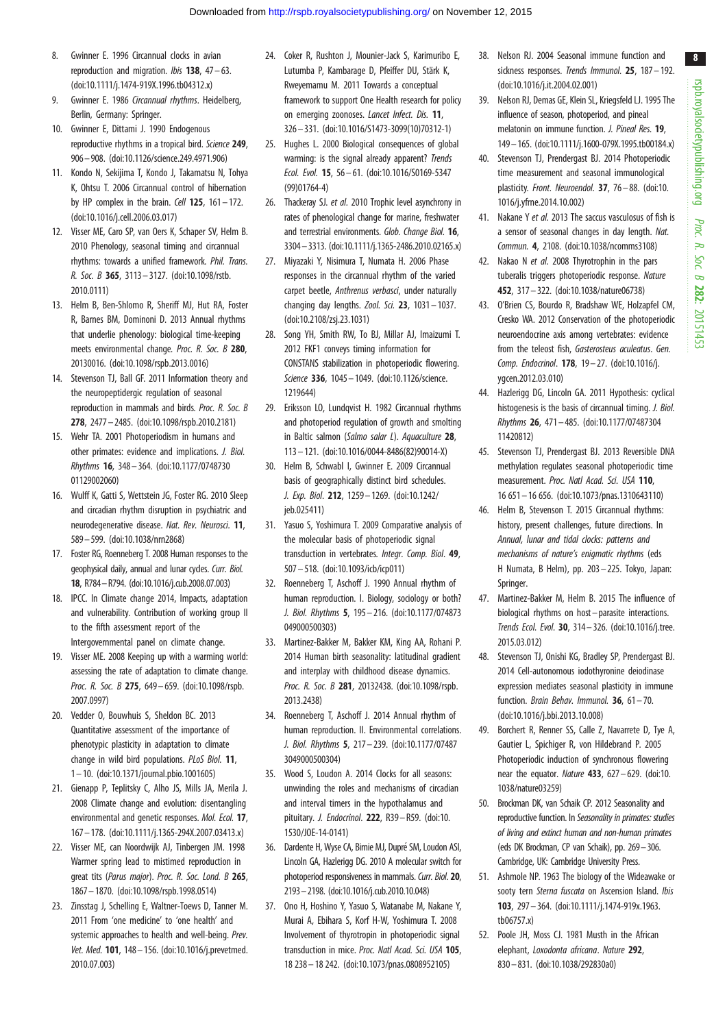8. Gwinner E. 1996 Circannual clocks in avian reproduction and migration. *Ibis* **138**, 47–63. (doi:10.1111/j.1474-919X.1996.tb04312.x)
9. Gwinner E. 1986 *Circannual rhythms*. Heidelberg, Berlin, Germany: Springer.
10. Gwinner E, Dittami J. 1990 Endogenous reproductive rhythms in a tropical bird. *Science* **249**, 906–908. (doi:10.1126/science.249.4971.906)
11. Kondo N, Sekijima T, Kondo J, Takamatsu N, Tohya K, Ohtsu T. 2006 Circannual control of hibernation by HP complex in the brain. *Cell* **125**, 161–172. (doi:10.1016/j.cell.2006.03.017)
12. Visser ME, Caro SP, van Oers K, Schaper SV, Helm B. 2010 Phenology, seasonal timing and circannual rhythms: towards a unified framework. *Phil. Trans. R. Soc. B* **365**, 3113–3127. (doi:10.1098/rstb.2010.0111)
13. Helm B, Ben-Shlomo R, Sheriff MJ, Hut RA, Foster R, Barnes BM, Dominoni D. 2013 Annual rhythms that underlie phenology: biological time-keeping meets environmental change. *Proc. R. Soc. B* **280**, 20130016. (doi:10.1098/rspb.2013.0016)
14. Stevenson TJ, Ball GF. 2011 Information theory and the neuropeptidergic regulation of seasonal reproduction in mammals and birds. *Proc. R. Soc. B* **278**, 2477–2485. (doi:10.1098/rspb.2010.2181)
15. Wehr TA. 2001 Photoperiodism in humans and other primates: evidence and implications. *J. Biol. Rhythms* **16**, 348–364. (doi:10.1177/074873001129002060)
16. Wulff K, Gatti S, Wettstein JG, Foster RG. 2010 Sleep and circadian rhythm disruption in psychiatric and neurodegenerative disease. *Nat. Rev. Neurosci.* **11**, 589–599. (doi:10.1038/nrn2868)
17. Foster RG, Roenneberg T. 2008 Human responses to the geophysical daily, annual and lunar cycles. *Curr. Biol.* **18**, R784–R794. (doi:10.1016/j.cub.2008.07.003)
18. IPCC. In Climate change 2014, Impacts, adaptation and vulnerability. Contribution of working group II to the fifth assessment report of the Intergovernmental panel on climate change.
19. Visser ME. 2008 Keeping up with a warming world: assessing the rate of adaptation to climate change. *Proc. R. Soc. B* **275**, 649–659. (doi:10.1098/rspb.2007.0997)
20. Vedder O, Bouwhuis S, Sheldon BC. 2013 Quantitative assessment of the importance of phenotypic plasticity in adaptation to climate change in wild bird populations. *PLoS Biol.* **11**, 1–10. (doi:10.1371/journal.pbio.1001605)
21. Gienapp P, Teplitsky C, Alho JS, Mills JA, Merila J. 2008 Climate change and evolution: disentangling environmental and genetic responses. *Mol. Ecol.* **17**, 167–178. (doi:10.1111/j.1365-294X.2007.03413.x)
22. Visser ME, van Noordwijk AJ, Tinbergen JM. 1998 Warmer spring lead to mistimed reproduction in great tits (*Parus major*). *Proc. R. Soc. Lond. B* **265**, 1867–1870. (doi:10.1098/rspb.1998.0514)
23. Zinsstag J, Schelling E, Waltner-Toews D, Tanner M. 2011 From 'one medicine' to 'one health' and systemic approaches to health and well-being. *Prev. Vet. Med.* **101**, 148–156. (doi:10.1016/j.prevetmed.2010.07.003)
24. Coker R, Rushton J, Mounier-Jack S, Karimuribo E, Lutumba P, Kambarage D, Pfeiffer DU, Stärk K, Rweyemamu M. 2011 Towards a conceptual framework to support One Health research for policy on emerging zoonoses. *Lancet Infect. Dis.* **11**, 326–331. (doi:10.1016/S1473-3099(10)70312-1)
25. Hughes L. 2000 Biological consequences of global warming: is the signal already apparent? *Trends Ecol. Evol.* **15**, 56–61. (doi:10.1016/S0169-5347(99)01764-4)
26. Thackeray SJ. *et al.* 2010 Trophic level asynchrony in rates of phenological change for marine, freshwater and terrestrial environments. *Glob. Change Biol.* **16**, 3304–3313. (doi:10.1111/j.1365-2486.2010.02165.x)
27. Miyazaki Y, Nisimura T, Numata H. 2006 Phase responses in the circannual rhythm of the varied carpet beetle, *Anthrenus verbasci*, under naturally changing day lengths. *Zool. Sci.* **23**, 1031–1037. (doi:10.2108/zsj.23.1031)
28. Song YH, Smith RW, To BJ, Millar AJ, Imaizumi T. 2012 FKF1 conveys timing information for CONSTANS stabilization in photoperiodic flowering. *Science* **336**, 1045–1049. (doi:10.1126/science.1219644)
29. Eriksson LO, Lundqvist H. 1982 Circannual rhythms and photoperiod regulation of growth and smolting in Baltic salmon (*Salmo salar L*). *Aquaculture* **28**, 113–121. (doi:10.1016/0044-8486(82)90014-X)
30. Helm B, Schwabl I, Gwinner E. 2009 Circannual basis of geographically distinct bird schedules. *J. Exp. Biol.* **212**, 1259–1269. (doi:10.1242/jeb.025411)
31. Yasuo S, Yoshimura T. 2009 Comparative analysis of the molecular basis of photoperiodic signal transduction in vertebrates. *Integr. Comp. Biol.* **49**, 507–518. (doi:10.1093/icb/icp011)
32. Roenneberg T, Aschoff J. 1990 Annual rhythm of human reproduction. I. Biology, sociology or both? *J. Biol. Rhythms* **5**, 195–216. (doi:10.1177/074873049000500303)
33. Martinez-Bakker M, Bakker KM, King AA, Rohani P. 2014 Human birth seasonality: latitudinal gradient and interplay with childhood disease dynamics. *Proc. R. Soc. B* **281**, 20132438. (doi:10.1098/rspb.2013.2438)
34. Roenneberg T, Aschoff J. 2014 Annual rhythm of human reproduction. II. Environmental correlations. *J. Biol. Rhythms* **5**, 217–239. (doi:10.1177/074873049000500304)
35. Wood S, Loudon A. 2014 Clocks for all seasons: unwinding the roles and mechanisms of circadian and interval timers in the hypothalamus and pituitary. *J. Endocrinol.* **222**, R39–R59. (doi:10.1530/JOE-14-0141)
36. Dardente H, Wyse CA, Birnie MJ, Dupré SM, Loudon ASI, Lincoln GA, Hazlerigg DG. 2010 A molecular switch for photoperiod responsiveness in mammals. *Curr. Biol.* **20**, 2193–2198. (doi:10.1016/j.cub.2010.10.048)
37. Ono H, Hoshino Y, Yasuo S, Watanabe M, Nakane Y, Murai A, Ebihara S, Korf H-W, Yoshimura T. 2008 Involvement of thyrotropin in photoperiodic signal transduction in mice. *Proc. Natl Acad. Sci. USA* **105**, 18 238–18 242. (doi:10.1073/pnas.0808952105)
38. Nelson RJ. 2004 Seasonal immune function and sickness responses. *Trends Immunol.* **25**, 187–192. (doi:10.1016/j.it.2004.02.001)
39. Nelson RJ, Demas GE, Klein SL, Kriegsfeld LJ. 1995 The influence of season, photoperiod, and pineal melatonin on immune function. *J. Pineal Res.* **19**, 149–165. (doi:10.1111/j.1600-079X.1995.tb00184.x)
40. Stevenson TJ, Prendergast BJ. 2014 Photoperiodic time measurement and seasonal immunological plasticity. *Front. Neuroendol.* **37**, 76–88. (doi:10.1016/j.yfrne.2014.10.002)
41. Nakane Y *et al.* 2013 The saccus vasculosus of fish is a sensor of seasonal changes in day length. *Nat. Commun.* **4**, 2108. (doi:10.1038/ncomms3108)
42. Nakao N *et al.* 2008 Thyrotrophin in the pars tuberalis triggers photoperiodic response. *Nature* **452**, 317–322. (doi:10.1038/nature06738)
43. O'Brien CS, Bourdo R, Bradshaw WE, Holzapfel CM, Cresko WA. 2012 Conservation of the photoperiodic neuroendocrine axis among vertebrates: evidence from the teleost fish, *Gasterosteus aculeatus*. *Gen. Comp. Endocrinol.* **178**, 19–27. (doi:10.1016/j.ygcen.2012.03.010)
44. Hazlerigg DG, Lincoln GA. 2011 Hypothesis: cyclical histogenesis is the basis of circannual timing. *J. Biol. Rhythms* **26**, 471–485. (doi:10.1177/0748730411420812)
45. Stevenson TJ, Prendergast BJ. 2013 Reversible DNA methylation regulates seasonal photoperiodic time measurement. *Proc. Natl Acad. Sci. USA* **110**, 16 651–16 656. (doi:10.1073/pnas.1310643110)
46. Helm B, Stevenson T. 2015 Circannual rhythms: history, present challenges, future directions. In *Annual, lunar and tidal clocks: patterns and mechanisms of nature's enigmatic rhythms* (eds H Numata, B Helm), pp. 203–225. Tokyo, Japan: Springer.
47. Martinez-Bakker M, Helm B. 2015 The influence of biological rhythms on host–parasite interactions. *Trends Ecol. Evol.* **30**, 314–326. (doi:10.1016/j.tree.2015.03.012)
48. Stevenson TJ, Onishi KG, Bradley SP, Prendergast BJ. 2014 Cell-autonomous iodothyronine deiodinase expression mediates seasonal plasticity in immune function. *Brain Behav. Immunol.* **36**, 61–70. (doi:10.1016/j.bbi.2013.10.008)
49. Borchert R, Renner SS, Calle Z, Navarrete D, Tye A, Gautier L, Spichiger R, von Hildebrand P. 2005 Photoperiodic induction of synchronous flowering near the equator. *Nature* **433**, 627–629. (doi:10.1038/nature03259)
50. Brockman DK, van Schaik CP. 2012 Seasonality and reproductive function. In *Seasonality in primates: studies of living and extinct human and non-human primates* (eds DK Brockman, CP van Schaik), pp. 269–306. Cambridge, UK: Cambridge University Press.
51. Ashmole NP. 1963 The biology of the Wideawake or sooty tern *Sterna fuscata* on Ascension Island. *Ibis* **103**, 297–364. (doi:10.1111/j.1474-919x.1963.tb06757.x)
52. Poole JH, Moss CJ. 1981 Musth in the African elephant, *Loxodonta africana*. *Nature* **292**, 830–831. (doi:10.1038/292830a0)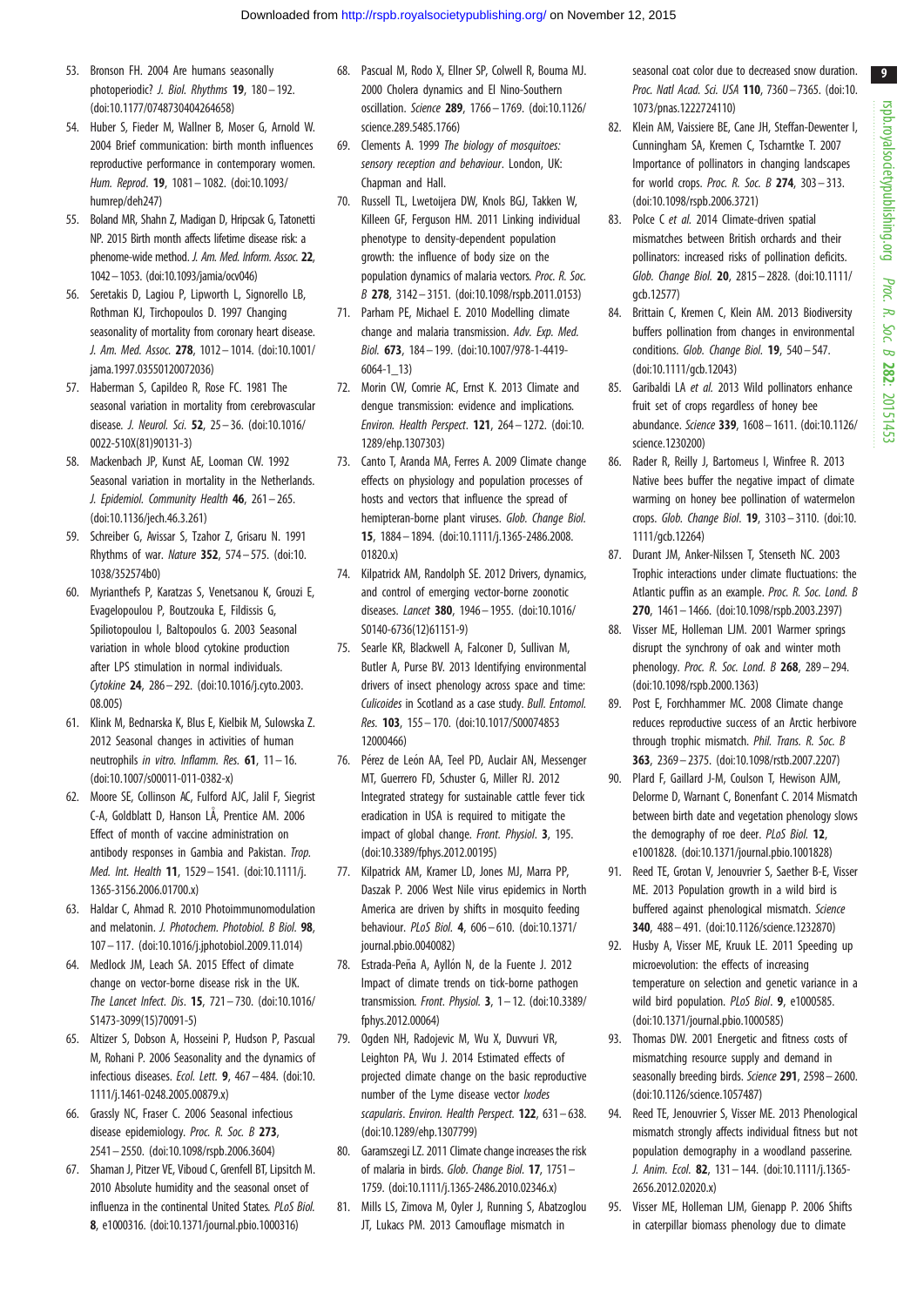53. Bronson FH. 2004 Are humans seasonally photoperiodic? *J. Biol. Rhythms* **19**, 180–192. (doi:10.1177/0748730404264658)

54. Huber S, Fieder M, Wallner B, Moser G, Arnold W. 2004 Brief communication: birth month influences reproductive performance in contemporary women. *Hum. Reprod*. **19**, 1081–1082. (doi:10.1093/humrep/deh247)

55. Boland MR, Shahn Z, Madigan D, Hripcsak G, Tatonetti NP. 2015 Birth month affects lifetime disease risk: a phenome-wide method. *J. Am. Med. Inform. Assoc.* **22**, 1042–1053. (doi:10.1093/jamia/ocv046)

56. Seretakis D, Lagiou P, Lipworth L, Signorello LB, Rothman KJ, Tirchopoulos D. 1997 Changing seasonality of mortality from coronary heart disease. *J. Am. Med. Assoc.* **278**, 1012–1014. (doi:10.1001/jama.1997.03550120072036)

57. Haberman S, Capildeo R, Rose FC. 1981 The seasonal variation in mortality from cerebrovascular disease. *J. Neurol. Sci.* **52**, 25–36. (doi:10.1016/0022-510X(81)90131-3)

58. Mackenbach JP, Kunst AE, Looman CW. 1992 Seasonal variation in mortality in the Netherlands. *J. Epidemiol. Community Health* **46**, 261–265. (doi:10.1136/jech.46.3.261)

59. Schreiber G, Avissar S, Tzahor Z, Grisaru N. 1991 Rhythms of war. *Nature* **352**, 574–575. (doi:10.1038/352574b0)

60. Myrianthefs P, Karatzas S, Venetsanou K, Grouzi E, Evagelopoulou P, Boutzouka E, Fildissis G, Spiliotopoulou I, Baltopoulos G. 2003 Seasonal variation in whole blood cytokine production after LPS stimulation in normal individuals. *Cytokine* **24**, 286–292. (doi:10.1016/j.cyto.2003.08.005)

61. Klink M, Bednarska K, Blus E, Kielbik M, Sulowska Z. 2012 Seasonal changes in activities of human neutrophils *in vitro*. *Inflamm. Res.* **61**, 11–16. (doi:10.1007/s00011-011-0382-x)

62. Moore SE, Collinson AC, Fulford AJC, Jalil F, Siegrist C-A, Goldblatt D, Hanson LÅ, Prentice AM. 2006 Effect of month of vaccine administration on antibody responses in Gambia and Pakistan. *Trop. Med. Int. Health* **11**, 1529–1541. (doi:10.1111/j.1365-3156.2006.01700.x)

63. Haldar C, Ahmad R. 2010 Photoimmunomodulation and melatonin. *J. Photochem. Photobiol. B Biol.* **98**, 107–117. (doi:10.1016/j.jphotobiol.2009.11.014)

64. Medlock JM, Leach SA. 2015 Effect of climate change on vector-borne disease risk in the UK. *The Lancet Infect. Dis*. **15**, 721–730. (doi:10.1016/S1473-3099(15)70091-5)

65. Altizer S, Dobson A, Hosseini P, Hudson P, Pascual M, Rohani P. 2006 Seasonality and the dynamics of infectious diseases. *Ecol. Lett.* **9**, 467–484. (doi:10.1111/j.1461-0248.2005.00879.x)

66. Grassly NC, Fraser C. 2006 Seasonal infectious disease epidemiology. *Proc. R. Soc. B* **273**, 2541–2550. (doi:10.1098/rspb.2006.3604)

67. Shaman J, Pitzer VE, Viboud C, Grenfell BT, Lipsitch M. 2010 Absolute humidity and the seasonal onset of influenza in the continental United States. *PLoS Biol.* **8**, e1000316. (doi:10.1371/journal.pbio.1000316)

68. Pascual M, Rodo X, Ellner SP, Colwell R, Bouma MJ. 2000 Cholera dynamics and El Nino-Southern oscillation. *Science* **289**, 1766–1769. (doi:10.1126/science.289.5485.1766)

69. Clements A. 1999 *The biology of mosquitoes: sensory reception and behaviour*. London, UK: Chapman and Hall.

70. Russell TL, Lwetoijera DW, Knols BGJ, Takken W, Killeen GF, Ferguson HM. 2011 Linking individual phenotype to density-dependent population growth: the influence of body size on the population dynamics of malaria vectors. *Proc. R. Soc. B* **278**, 3142–3151. (doi:10.1098/rspb.2011.0153)

71. Parham PE, Michael E. 2010 Modelling climate change and malaria transmission. *Adv. Exp. Med. Biol.* **673**, 184–199. (doi:10.1007/978-1-4419-6064-1_13)

72. Morin CW, Comrie AC, Ernst K. 2013 Climate and dengue transmission: evidence and implications. *Environ. Health Perspect*. **121**, 264–1272. (doi:10.1289/ehp.1307303)

73. Canto T, Aranda MA, Ferres A. 2009 Climate change effects on physiology and population processes of hosts and vectors that influence the spread of hemipteran-borne plant viruses. *Glob. Change Biol.* **15**, 1884–1894. (doi:10.1111/j.1365-2486.2008.01820.x)

74. Kilpatrick AM, Randolph SE. 2012 Drivers, dynamics, and control of emerging vector-borne zoonotic diseases. *Lancet* **380**, 1946–1955. (doi:10.1016/S0140-6736(12)61151-9)

75. Searle KR, Blackwell A, Falconer D, Sullivan M, Butler A, Purse BV. 2013 Identifying environmental drivers of insect phenology across space and time: *Culicoides* in Scotland as a case study. *Bull. Entomol. Res.* **103**, 155–170. (doi:10.1017/S0007485312000466)

76. Pérez de León AA, Teel PD, Auclair AN, Messenger MT, Guerrero FD, Schuster G, Miller RJ. 2012 Integrated strategy for sustainable cattle fever tick eradication in USA is required to mitigate the impact of global change. *Front. Physiol*. **3**, 195. (doi:10.3389/fphys.2012.00195)

77. Kilpatrick AM, Kramer LD, Jones MJ, Marra PP, Daszak P. 2006 West Nile virus epidemics in North America are driven by shifts in mosquito feeding behaviour. *PLoS Biol.* **4**, 606–610. (doi:10.1371/journal.pbio.0040082)

78. Estrada-Peña A, Ayllón N, de la Fuente J. 2012 Impact of climate trends on tick-borne pathogen transmission. *Front. Physiol.* **3**, 1–12. (doi:10.3389/fphys.2012.00064)

79. Ogden NH, Radojevic M, Wu X, Duvvuri VR, Leighton PA, Wu J. 2014 Estimated effects of projected climate change on the basic reproductive number of the Lyme disease vector *Ixodes scapularis*. *Environ. Health Perspect.* **122**, 631–638. (doi:10.1289/ehp.1307799)

80. Garamszegi LZ. 2011 Climate change increases the risk of malaria in birds. *Glob. Change Biol.* **17**, 1751–1759. (doi:10.1111/j.1365-2486.2010.02346.x)

81. Mills LS, Zimova M, Oyler J, Running S, Abatzoglou JT, Lukacs PM. 2013 Camouflage mismatch in seasonal coat color due to decreased snow duration. *Proc. Natl Acad. Sci. USA* **110**, 7360–7365. (doi:10.1073/pnas.1222724110)

82. Klein AM, Vaissiere BE, Cane JH, Steffan-Dewenter I, Cunningham SA, Kremen C, Tscharntke T. 2007 Importance of pollinators in changing landscapes for world crops. *Proc. R. Soc. B* **274**, 303–313. (doi:10.1098/rspb.2006.3721)

83. Polce C *et al.* 2014 Climate-driven spatial mismatches between British orchards and their pollinators: increased risks of pollination deficits. *Glob. Change Biol.* **20**, 2815–2828. (doi:10.1111/gcb.12577)

84. Brittain C, Kremen C, Klein AM. 2013 Biodiversity buffers pollination from changes in environmental conditions. *Glob. Change Biol.* **19**, 540–547. (doi:10.1111/gcb.12043)

85. Garibaldi LA *et al.* 2013 Wild pollinators enhance fruit set of crops regardless of honey bee abundance. *Science* **339**, 1608–1611. (doi:10.1126/science.1230200)

86. Rader R, Reilly J, Bartomeus I, Winfree R. 2013 Native bees buffer the negative impact of climate warming on honey bee pollination of watermelon crops. *Glob. Change Biol.* **19**, 3103–3110. (doi:10.1111/gcb.12264)

87. Durant JM, Anker-Nilssen T, Stenseth NC. 2003 Trophic interactions under climate fluctuations: the Atlantic puffin as an example. *Proc. R. Soc. Lond. B* **270**, 1461–1466. (doi:10.1098/rspb.2003.2397)

88. Visser ME, Holleman LJM. 2001 Warmer springs disrupt the synchrony of oak and winter moth phenology. *Proc. R. Soc. Lond. B* **268**, 289–294. (doi:10.1098/rspb.2000.1363)

89. Post E, Forchhammer MC. 2008 Climate change reduces reproductive success of an Arctic herbivore through trophic mismatch. *Phil. Trans. R. Soc. B* **363**, 2369–2375. (doi:10.1098/rstb.2007.2207)

90. Plard F, Gaillard J-M, Coulson T, Hewison AJM, Delorme D, Warnant C, Bonenfant C. 2014 Mismatch between birth date and vegetation phenology slows the demography of roe deer. *PLoS Biol.* **12**, e1001828. (doi:10.1371/journal.pbio.1001828)

91. Reed TE, Grotan V, Jenouvrier S, Saether B-E, Visser ME. 2013 Population growth in a wild bird is buffered against phenological mismatch. *Science* **340**, 488–491. (doi:10.1126/science.1232870)

92. Husby A, Visser ME, Kruuk LE. 2011 Speeding up microevolution: the effects of increasing temperature on selection and genetic variance in a wild bird population. *PLoS Biol*. **9**, e1000585. (doi:10.1371/journal.pbio.1000585)

93. Thomas DW. 2001 Energetic and fitness costs of mismatching resource supply and demand in seasonally breeding birds. *Science* **291**, 2598–2600. (doi:10.1126/science.1057487)

94. Reed TE, Jenouvrier S, Visser ME. 2013 Phenological mismatch strongly affects individual fitness but not population demography in a woodland passerine. *J. Anim. Ecol.* **82**, 131–144. (doi:10.1111/j.1365-2656.2012.02020.x)

95. Visser ME, Holleman LJM, Gienapp P. 2006 Shifts in caterpillar biomass phenology due to climate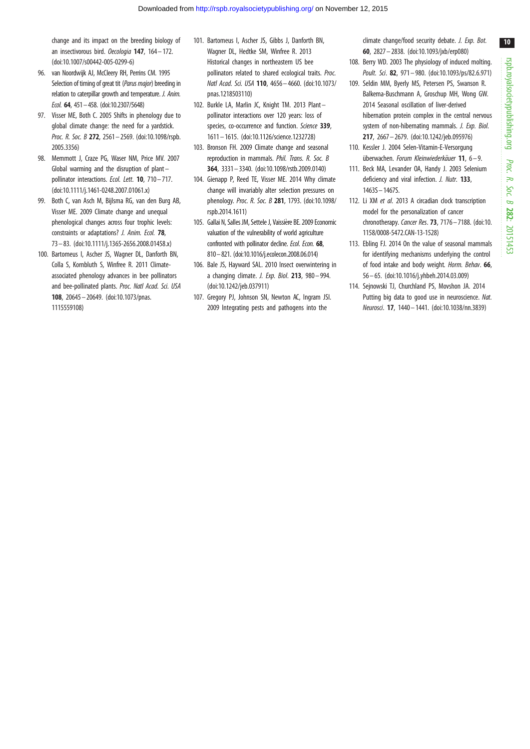change and its impact on the breeding biology of an insectivorous bird. *Oecologia* **147**, 164–172. (doi:10.1007/s00442-005-0299-6)

96. van Noordwijk AJ, McCleery RH, Perrins CM. 1995 Selection of timing of great tit (*Parus major*) breeding in relation to caterpillar growth and temperature. *J. Anim. Ecol.* **64**, 451–458. (doi:10.2307/5648)
97. Visser ME, Both C. 2005 Shifts in phenology due to global climate change: the need for a yardstick. *Proc. R. Soc. B* **272**, 2561–2569. (doi:10.1098/rspb.2005.3356)
98. Memmott J, Craze PG, Waser NM, Price MV. 2007 Global warming and the disruption of plant–pollinator interactions. *Ecol. Lett.* **10**, 710–717. (doi:10.1111/j.1461-0248.2007.01061.x)
99. Both C, van Asch M, Bijlsma RG, van den Burg AB, Visser ME. 2009 Climate change and unequal phenological changes across four trophic levels: constraints or adaptations? *J. Anim. Ecol.* **78**, 73–83. (doi:10.1111/j.1365-2656.2008.01458.x)
100. Bartomeus I, Ascher JS, Wagner DL, Danforth BN, Colla S, Kornbluth S, Winfree R. 2011 Climate-associated phenology advances in bee pollinators and bee-pollinated plants. *Proc. Natl Acad. Sci. USA* **108**, 20645–20649. (doi:10.1073/pnas.1115559108)
101. Bartomeus I, Ascher JS, Gibbs J, Danforth BN, Wagner DL, Hedtke SM, Winfree R. 2013 Historical changes in northeastern US bee pollinators related to shared ecological traits. *Proc. Natl Acad. Sci. USA* **110**, 4656–4660. (doi:10.1073/pnas.1218503110)
102. Burkle LA, Marlin JC, Knight TM. 2013 Plant–pollinator interactions over 120 years: loss of species, co-occurrence and function. *Science* **339**, 1611–1615. (doi:10.1126/science.1232728)
103. Bronson FH. 2009 Climate change and seasonal reproduction in mammals. *Phil. Trans. R. Soc. B* **364**, 3331–3340. (doi:10.1098/rstb.2009.0140)
104. Gienapp P, Reed TE, Visser ME. 2014 Why climate change will invariably alter selection pressures on phenology. *Proc. R. Soc. B* **281**, 1793. (doi:10.1098/rspb.2014.1611)
105. Gallai N, Salles JM, Settele J, Vaissière BE. 2009 Economic valuation of the vulnerability of world agriculture confronted with pollinator decline. *Ecol. Econ.* **68**, 810–821. (doi:10.1016/j.ecolecon.2008.06.014)
106. Bale JS, Hayward SAL. 2010 Insect overwintering in a changing climate. *J. Exp. Biol*. **213**, 980–994. (doi:10.1242/jeb.037911)
107. Gregory PJ, Johnson SN, Newton AC, Ingram JSI. 2009 Integrating pests and pathogens into the climate change/food security debate. *J. Exp. Bot.* **60**, 2827–2838. (doi:10.1093/jxb/erp080)
108. Berry WD. 2003 The physiology of induced molting. *Poult. Sci*. **82**, 971–980. (doi:10.1093/ps/82.6.971)
109. Seldin MM, Byerly MS, Petersen PS, Swanson R. Balkema-Buschmann A, Groschup MH, Wong GW. 2014 Seasonal oscillation of liver-derived hibernation protein complex in the central nervous system of non-hibernating mammals. *J. Exp. Biol.* **217**, 2667–2679. (doi:10.1242/jeb.095976)
110. Kessler J. 2004 Selen-Vitamin-E-Versorgung überwachen. *Forum Kleinwiederkäuer* **11**, 6–9.
111. Beck MA, Levander OA, Handy J. 2003 Selenium deficiency and viral infection. *J. Nutr.* **133**, 1463S–1467S.
112. Li XM *et al.* 2013 A circadian clock transcription model for the personalization of cancer chronotherapy. *Cancer Res*. **73**, 7176–7188. (doi:10.1158/0008-5472.CAN-13-1528)
113. Ebling FJ. 2014 On the value of seasonal mammals for identifying mechanisms underlying the control of food intake and body weight. *Horm. Behav*. **66**, 56–65. (doi:10.1016/j.yhbeh.2014.03.009)
114. Sejnowski TJ, Churchland PS, Movshon JA. 2014 Putting big data to good use in neuroscience. *Nat. Neurosci*. **17**, 1440–1441. (doi:10.1038/nn.3839)